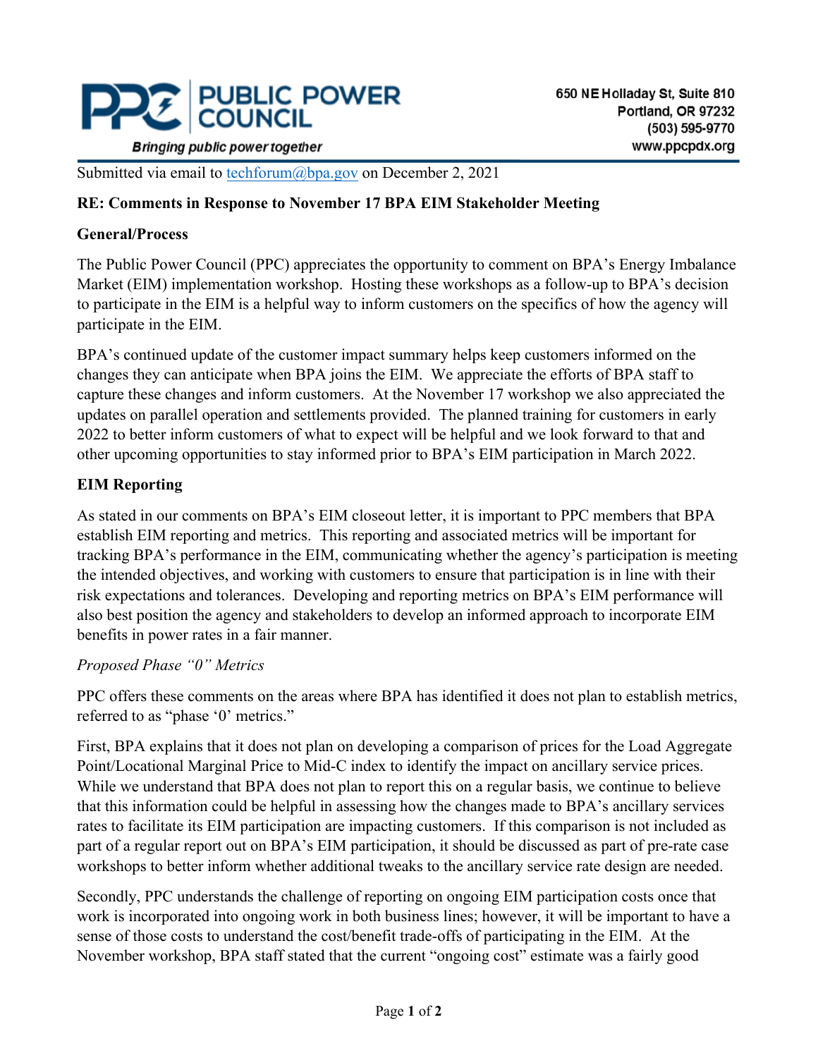PUBLIC POWER COUNCIL

Bringing public power together

650 NE Holladay St, Suite 810
Portland, OR 97232
(503) 595-9770
www.ppcpdx.org

Submitted via email to techforum@bpa.gov on December 2, 2021

**RE: Comments in Response to November 17 BPA EIM Stakeholder Meeting**

**General/Process**

The Public Power Council (PPC) appreciates the opportunity to comment on BPA's Energy Imbalance Market (EIM) implementation workshop. Hosting these workshops as a follow-up to BPA's decision to participate in the EIM is a helpful way to inform customers on the specifics of how the agency will participate in the EIM.

BPA's continued update of the customer impact summary helps keep customers informed on the changes they can anticipate when BPA joins the EIM. We appreciate the efforts of BPA staff to capture these changes and inform customers. At the November 17 workshop we also appreciated the updates on parallel operation and settlements provided. The planned training for customers in early 2022 to better inform customers of what to expect will be helpful and we look forward to that and other upcoming opportunities to stay informed prior to BPA's EIM participation in March 2022.

**EIM Reporting**

As stated in our comments on BPA's EIM closeout letter, it is important to PPC members that BPA establish EIM reporting and metrics. This reporting and associated metrics will be important for tracking BPA's performance in the EIM, communicating whether the agency's participation is meeting the intended objectives, and working with customers to ensure that participation is in line with their risk expectations and tolerances. Developing and reporting metrics on BPA's EIM performance will also best position the agency and stakeholders to develop an informed approach to incorporate EIM benefits in power rates in a fair manner.

*Proposed Phase "0" Metrics*

PPC offers these comments on the areas where BPA has identified it does not plan to establish metrics, referred to as "phase '0' metrics."

First, BPA explains that it does not plan on developing a comparison of prices for the Load Aggregate Point/Locational Marginal Price to Mid-C index to identify the impact on ancillary service prices. While we understand that BPA does not plan to report this on a regular basis, we continue to believe that this information could be helpful in assessing how the changes made to BPA's ancillary services rates to facilitate its EIM participation are impacting customers. If this comparison is not included as part of a regular report out on BPA's EIM participation, it should be discussed as part of pre-rate case workshops to better inform whether additional tweaks to the ancillary service rate design are needed.

Secondly, PPC understands the challenge of reporting on ongoing EIM participation costs once that work is incorporated into ongoing work in both business lines; however, it will be important to have a sense of those costs to understand the cost/benefit trade-offs of participating in the EIM. At the November workshop, BPA staff stated that the current "ongoing cost" estimate was a fairly good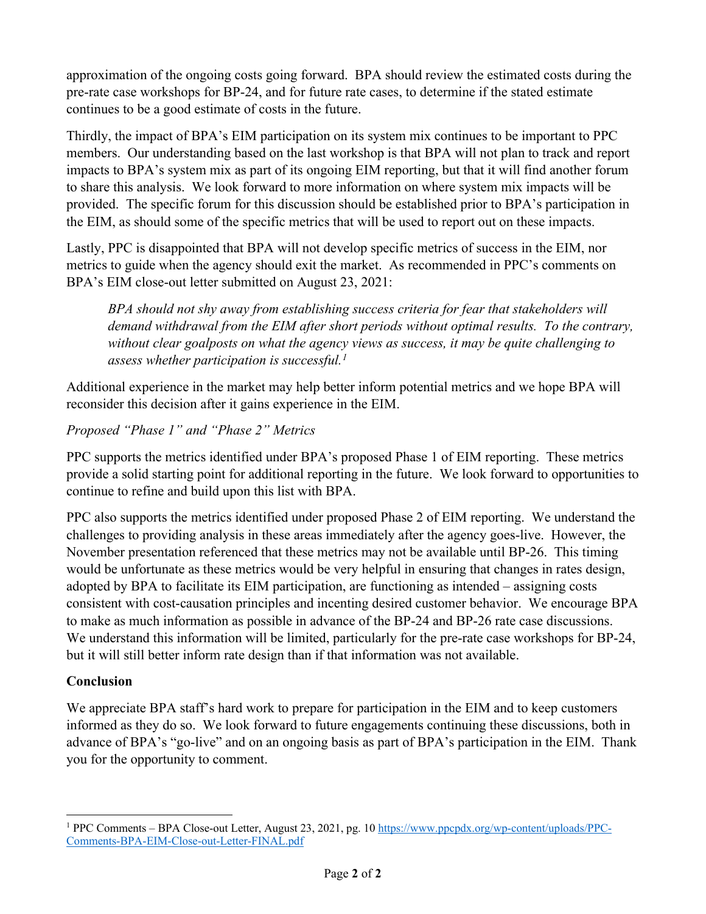approximation of the ongoing costs going forward. BPA should review the estimated costs during the pre-rate case workshops for BP-24, and for future rate cases, to determine if the stated estimate continues to be a good estimate of costs in the future.

Thirdly, the impact of BPA's EIM participation on its system mix continues to be important to PPC members. Our understanding based on the last workshop is that BPA will not plan to track and report impacts to BPA's system mix as part of its ongoing EIM reporting, but that it will find another forum to share this analysis. We look forward to more information on where system mix impacts will be provided. The specific forum for this discussion should be established prior to BPA's participation in the EIM, as should some of the specific metrics that will be used to report out on these impacts.

Lastly, PPC is disappointed that BPA will not develop specific metrics of success in the EIM, nor metrics to guide when the agency should exit the market. As recommended in PPC's comments on BPA's EIM close-out letter submitted on August 23, 2021:

> *BPA should not shy away from establishing success criteria for fear that stakeholders will demand withdrawal from the EIM after short periods without optimal results. To the contrary, without clear goalposts on what the agency views as success, it may be quite challenging to assess whether participation is successful.*[1]

Additional experience in the market may help better inform potential metrics and we hope BPA will reconsider this decision after it gains experience in the EIM.

*Proposed "Phase 1" and "Phase 2" Metrics*

PPC supports the metrics identified under BPA's proposed Phase 1 of EIM reporting. These metrics provide a solid starting point for additional reporting in the future. We look forward to opportunities to continue to refine and build upon this list with BPA.

PPC also supports the metrics identified under proposed Phase 2 of EIM reporting. We understand the challenges to providing analysis in these areas immediately after the agency goes-live. However, the November presentation referenced that these metrics may not be available until BP-26. This timing would be unfortunate as these metrics would be very helpful in ensuring that changes in rates design, adopted by BPA to facilitate its EIM participation, are functioning as intended – assigning costs consistent with cost-causation principles and incenting desired customer behavior. We encourage BPA to make as much information as possible in advance of the BP-24 and BP-26 rate case discussions. We understand this information will be limited, particularly for the pre-rate case workshops for BP-24, but it will still better inform rate design than if that information was not available.

## Conclusion

We appreciate BPA staff's hard work to prepare for participation in the EIM and to keep customers informed as they do so. We look forward to future engagements continuing these discussions, both in advance of BPA's "go-live" and on an ongoing basis as part of BPA's participation in the EIM. Thank you for the opportunity to comment.

---

[1] PPC Comments – BPA Close-out Letter, August 23, 2021, pg. 10 https://www.ppcpdx.org/wp-content/uploads/PPC-Comments-BPA-EIM-Close-out-Letter-FINAL.pdf